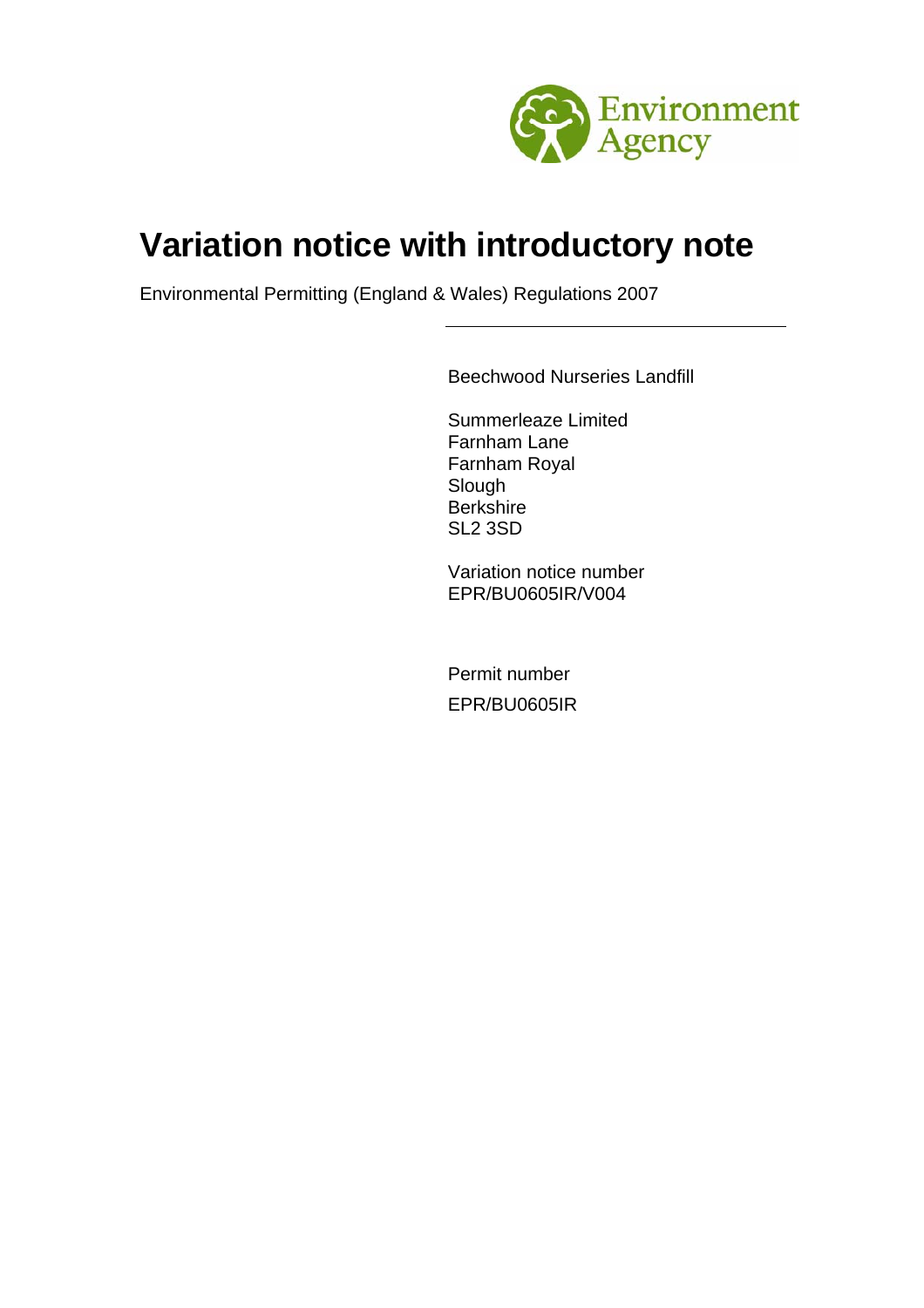Environment Agency

# Variation notice with introductory note

Environmental Permitting (England & Wales) Regulations 2007

---

Beechwood Nurseries Landfill

Summerleaze Limited
Farnham Lane
Farnham Royal
Slough
Berkshire
SL2 3SD

Variation notice number
EPR/BU0605IR/V004

Permit number
EPR/BU0605IR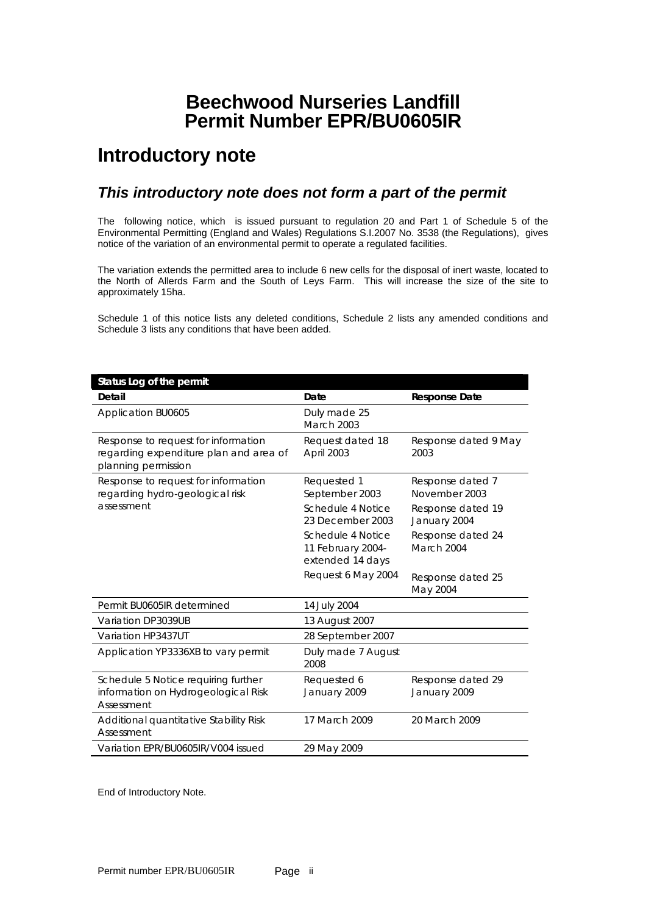# Beechwood Nurseries Landfill
# Permit Number EPR/BU0605IR

## Introductory note

### *This introductory note does not form a part of the permit*

The following notice, which is issued pursuant to regulation 20 and Part 1 of Schedule 5 of the Environmental Permitting (England and Wales) Regulations S.I.2007 No. 3538 (the Regulations), gives notice of the variation of an environmental permit to operate a regulated facilities.

The variation extends the permitted area to include 6 new cells for the disposal of inert waste, located to the North of Allerds Farm and the South of Leys Farm. This will increase the size of the site to approximately 15ha.

Schedule 1 of this notice lists any deleted conditions, Schedule 2 lists any amended conditions and Schedule 3 lists any conditions that have been added.

| **Status Log of the permit** | | |
|---|---|---|
| **Detail** | **Date** | **Response Date** |
| Application BU0605 | Duly made 25 March 2003 | |
| Response to request for information regarding expenditure plan and area of planning permission | Request dated 18 April 2003 | Response dated 9 May 2003 |
| Response to request for information regarding hydro-geological risk assessment | Requested 1 September 2003 | Response dated 7 November 2003 |
| | Schedule 4 Notice 23 December 2003 | Response dated 19 January 2004 |
| | Schedule 4 Notice 11 February 2004- extended 14 days | Response dated 24 March 2004 |
| | Request 6 May 2004 | Response dated 25 May 2004 |
| Permit BU0605IR determined | 14 July 2004 | |
| Variation DP3039UB | 13 August 2007 | |
| Variation HP3437UT | 28 September 2007 | |
| Application YP3336XB to vary permit | Duly made 7 August 2008 | |
| Schedule 5 Notice requiring further information on Hydrogeological Risk Assessment | Requested 6 January 2009 | Response dated 29 January 2009 |
| Additional quantitative Stability Risk Assessment | 17 March 2009 | 20 March 2009 |
| Variation EPR/BU0605IR/V004 issued | 29 May 2009 | |

End of Introductory Note.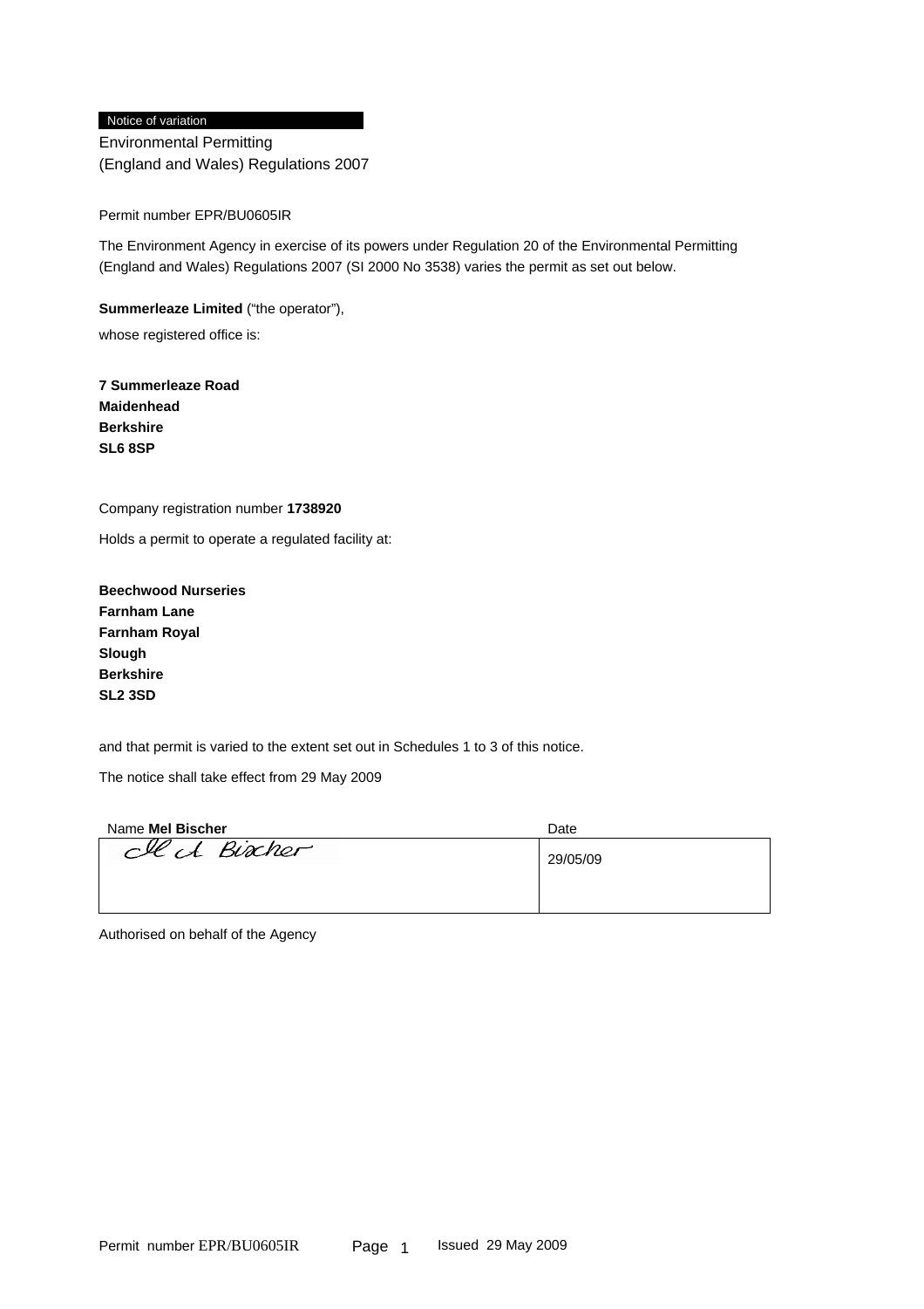Notice of variation

Environmental Permitting
(England and Wales) Regulations 2007

Permit number EPR/BU0605IR

The Environment Agency in exercise of its powers under Regulation 20 of the Environmental Permitting (England and Wales) Regulations 2007 (SI 2000 No 3538) varies the permit as set out below.

**Summerleaze Limited** ("the operator"),

whose registered office is:

**7 Summerleaze Road**
**Maidenhead**
**Berkshire**
**SL6 8SP**

Company registration number **1738920**

Holds a permit to operate a regulated facility at:

**Beechwood Nurseries**
**Farnham Lane**
**Farnham Royal**
**Slough**
**Berkshire**
**SL2 3SD**

and that permit is varied to the extent set out in Schedules 1 to 3 of this notice.

The notice shall take effect from 29 May 2009

| Name **Mel Bischer** | Date |
| --- | --- |
| Mel Bischer | 29/05/09 |

Authorised on behalf of the Agency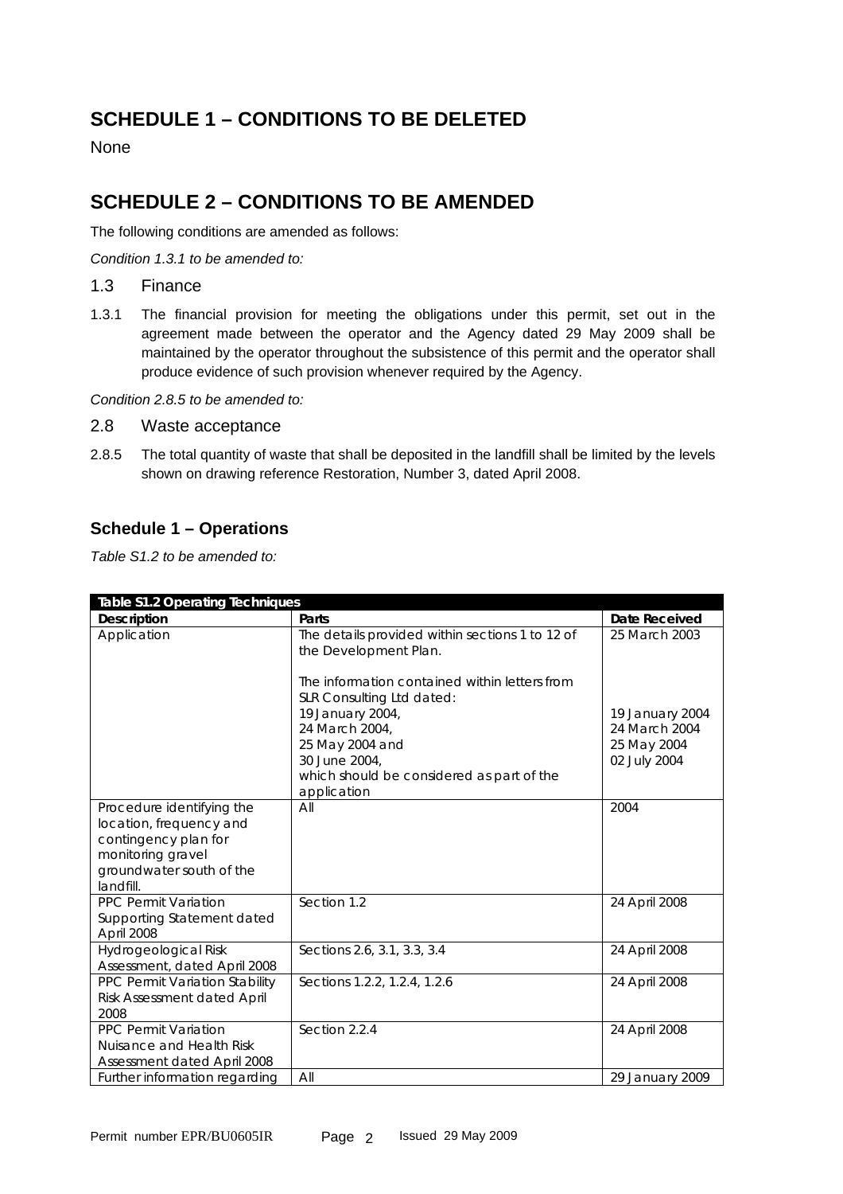## SCHEDULE 1 – CONDITIONS TO BE DELETED

None

## SCHEDULE 2 – CONDITIONS TO BE AMENDED

The following conditions are amended as follows:

*Condition 1.3.1 to be amended to:*

### 1.3 Finance

1.3.1 The financial provision for meeting the obligations under this permit, set out in the agreement made between the operator and the Agency dated 29 May 2009 shall be maintained by the operator throughout the subsistence of this permit and the operator shall produce evidence of such provision whenever required by the Agency.

*Condition 2.8.5 to be amended to:*

### 2.8 Waste acceptance

2.8.5 The total quantity of waste that shall be deposited in the landfill shall be limited by the levels shown on drawing reference Restoration, Number 3, dated April 2008.

### Schedule 1 – Operations

*Table S1.2 to be amended to:*

| Table S1.2 Operating Techniques | | |
|---|---|---|
| **Description** | **Parts** | **Date Received** |
| Application | The details provided within sections 1 to 12 of the Development Plan.<br><br>The information contained within letters from SLR Consulting Ltd dated:<br>19 January 2004,<br>24 March 2004,<br>25 May 2004 and<br>30 June 2004,<br>which should be considered as part of the application | 25 March 2003<br><br><br><br>19 January 2004<br>24 March 2004<br>25 May 2004<br>02 July 2004 |
| Procedure identifying the location, frequency and contingency plan for monitoring gravel groundwater south of the landfill. | All | 2004 |
| PPC Permit Variation Supporting Statement dated April 2008 | Section 1.2 | 24 April 2008 |
| Hydrogeological Risk Assessment, dated April 2008 | Sections 2.6, 3.1, 3.3, 3.4 | 24 April 2008 |
| PPC Permit Variation Stability Risk Assessment dated April 2008 | Sections 1.2.2, 1.2.4, 1.2.6 | 24 April 2008 |
| PPC Permit Variation Nuisance and Health Risk Assessment dated April 2008 | Section 2.2.4 | 24 April 2008 |
| Further information regarding | All | 29 January 2009 |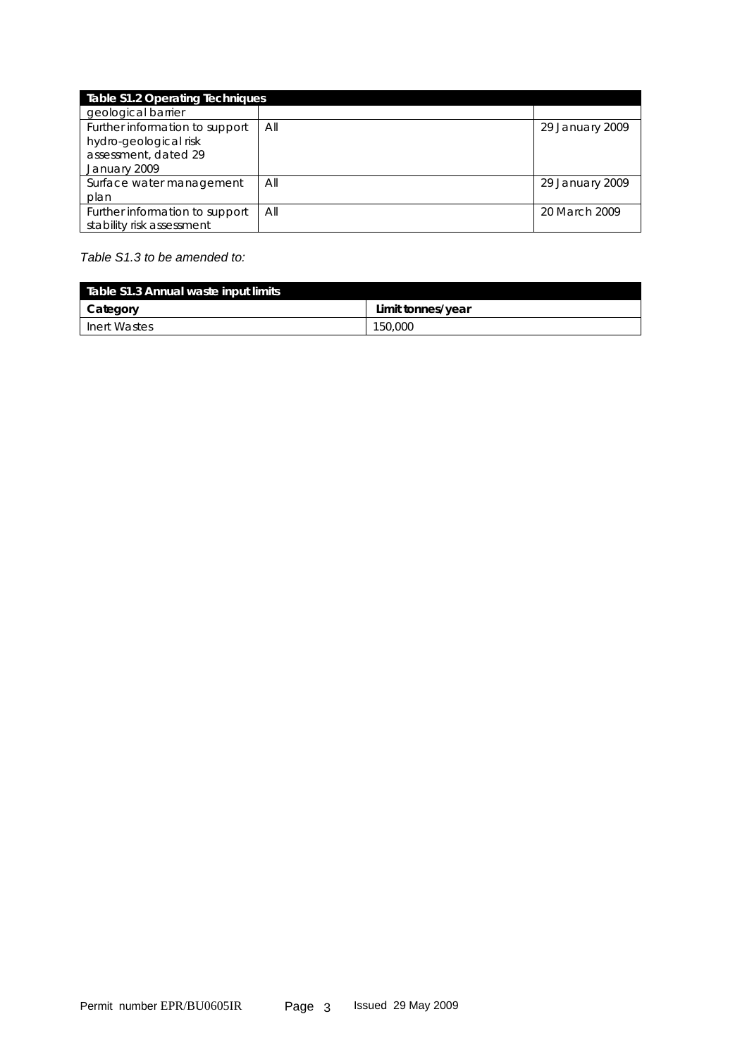| Table S1.2 Operating Techniques | | |
|---|---|---|
| geological barrier | | |
| Further information to support hydro-geological risk assessment, dated 29 January 2009 | All | 29 January 2009 |
| Surface water management plan | All | 29 January 2009 |
| Further information to support stability risk assessment | All | 20 March 2009 |

*Table S1.3 to be amended to:*

| Table S1.3 Annual waste input limits | |
|---|---|
| **Category** | **Limit tonnes/year** |
| Inert Wastes | 150,000 |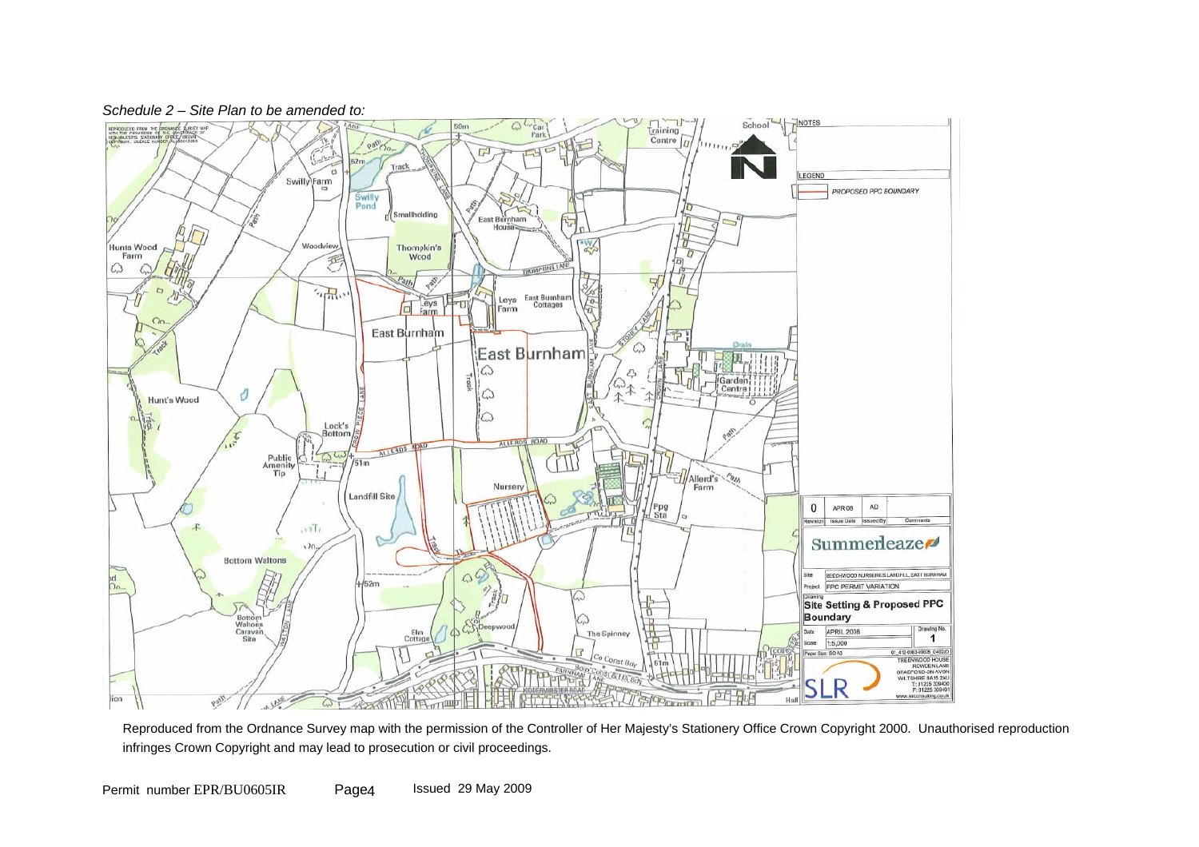*Schedule 2 – Site Plan to be amended to:*

Reproduced from the Ordnance Survey map with the permission of the Controller of Her Majesty's Stationery Office Crown Copyright 2000. Unauthorised reproduction infringes Crown Copyright and may lead to prosecution or civil proceedings.

Permit number EPR/BU0605IR Page4 Issued 29 May 2009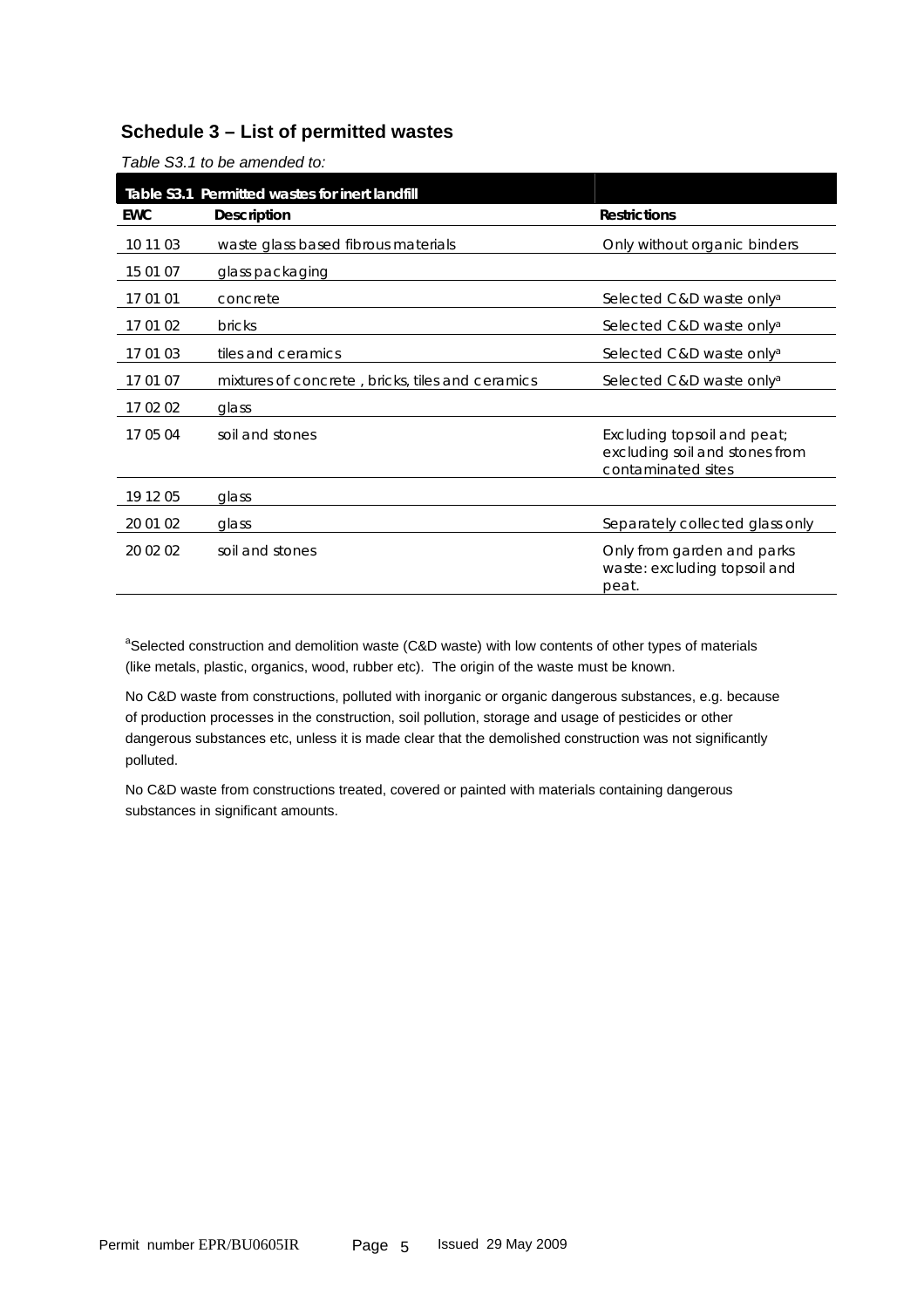## Schedule 3 – List of permitted wastes

*Table S3.1 to be amended to:*

| Table S3.1 Permitted wastes for inert landfill | | |
|---|---|---|
| **EWC** | **Description** | **Restrictions** |
| 10 11 03 | waste glass based fibrous materials | Only without organic binders |
| 15 01 07 | glass packaging | |
| 17 01 01 | concrete | Selected C&D waste only[a] |
| 17 01 02 | bricks | Selected C&D waste only[a] |
| 17 01 03 | tiles and ceramics | Selected C&D waste only[a] |
| 17 01 07 | mixtures of concrete , bricks, tiles and ceramics | Selected C&D waste only[a] |
| 17 02 02 | glass | |
| 17 05 04 | soil and stones | Excluding topsoil and peat; excluding soil and stones from contaminated sites |
| 19 12 05 | glass | |
| 20 01 02 | glass | Separately collected glass only |
| 20 02 02 | soil and stones | Only from garden and parks waste: excluding topsoil and peat. |

[a]Selected construction and demolition waste (C&D waste) with low contents of other types of materials (like metals, plastic, organics, wood, rubber etc). The origin of the waste must be known.

No C&D waste from constructions, polluted with inorganic or organic dangerous substances, e.g. because of production processes in the construction, soil pollution, storage and usage of pesticides or other dangerous substances etc, unless it is made clear that the demolished construction was not significantly polluted.

No C&D waste from constructions treated, covered or painted with materials containing dangerous substances in significant amounts.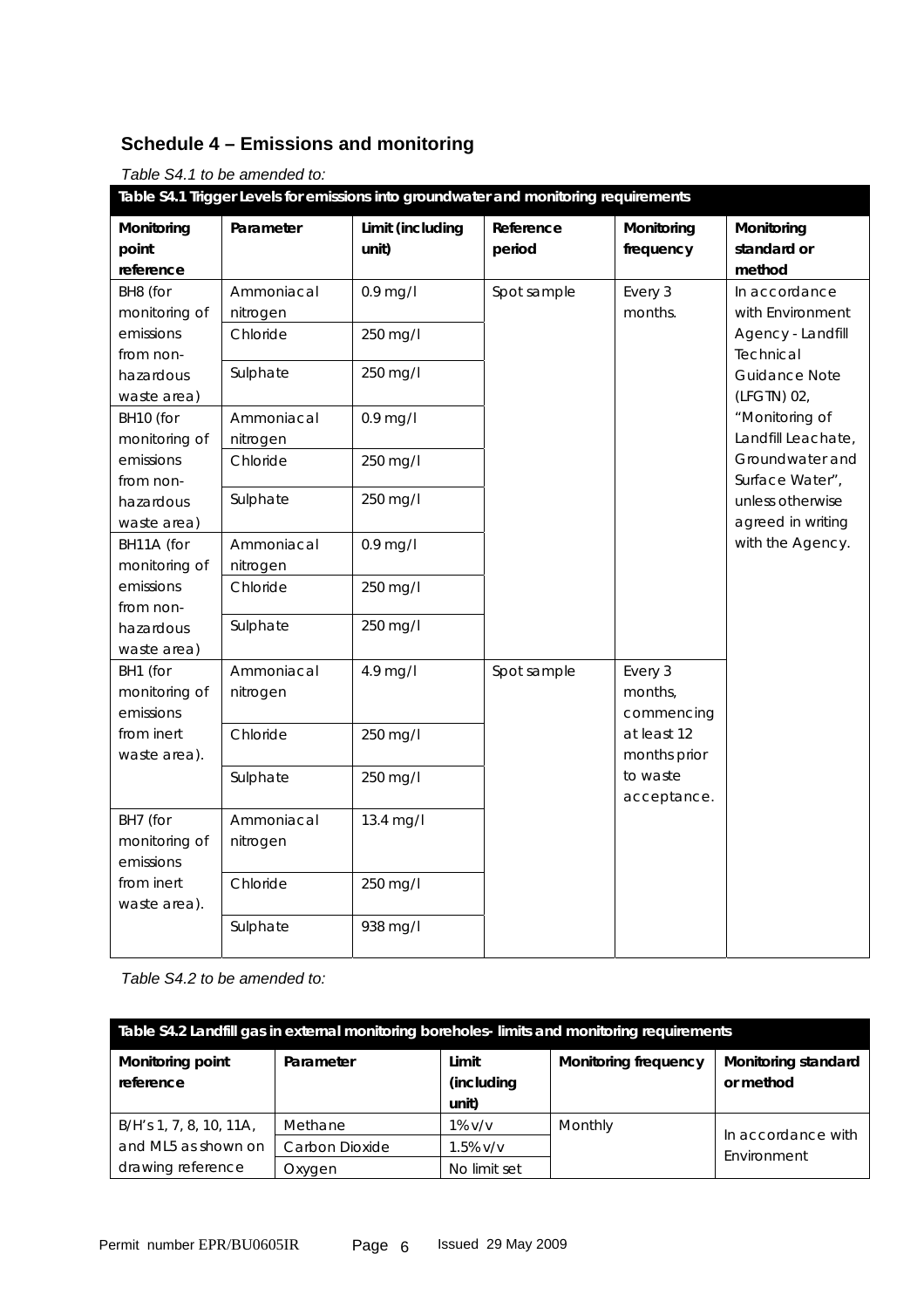## Schedule 4 – Emissions and monitoring

*Table S4.1 to be amended to:*

| Table S4.1 Trigger Levels for emissions into groundwater and monitoring requirements | | | | | |
|---|---|---|---|---|---|
| **Monitoring point reference** | **Parameter** | **Limit (including unit)** | **Reference period** | **Monitoring frequency** | **Monitoring standard or method** |
| BH8 (for monitoring of emissions from non-hazardous waste area) | Ammoniacal nitrogen | 0.9 mg/l | Spot sample | Every 3 months. | In accordance with Environment Agency - Landfill Technical Guidance Note (LFGTN) 02, "Monitoring of Landfill Leachate, Groundwater and Surface Water", unless otherwise agreed in writing with the Agency. |
| | Chloride | 250 mg/l | | | |
| | Sulphate | 250 mg/l | | | |
| BH10 (for monitoring of emissions from non-hazardous waste area) | Ammoniacal nitrogen | 0.9 mg/l | | | |
| | Chloride | 250 mg/l | | | |
| | Sulphate | 250 mg/l | | | |
| BH11A (for monitoring of emissions from non-hazardous waste area) | Ammoniacal nitrogen | 0.9 mg/l | | | |
| | Chloride | 250 mg/l | | | |
| | Sulphate | 250 mg/l | | | |
| BH1 (for monitoring of emissions from inert waste area). | Ammoniacal nitrogen | 4.9 mg/l | Spot sample | Every 3 months, commencing at least 12 months prior to waste acceptance. | |
| | Chloride | 250 mg/l | | | |
| | Sulphate | 250 mg/l | | | |
| BH7 (for monitoring of emissions from inert waste area). | Ammoniacal nitrogen | 13.4 mg/l | | | |
| | Chloride | 250 mg/l | | | |
| | Sulphate | 938 mg/l | | | |

*Table S4.2 to be amended to:*

| Table S4.2 Landfill gas in external monitoring boreholes- limits and monitoring requirements | | | | |
|---|---|---|---|---|
| **Monitoring point reference** | **Parameter** | **Limit (including unit)** | **Monitoring frequency** | **Monitoring standard or method** |
| B/H's 1, 7, 8, 10, 11A, and ML5 as shown on drawing reference | Methane | 1% v/v | Monthly | In accordance with Environment |
| | Carbon Dioxide | 1.5% v/v | | |
| | Oxygen | No limit set | | |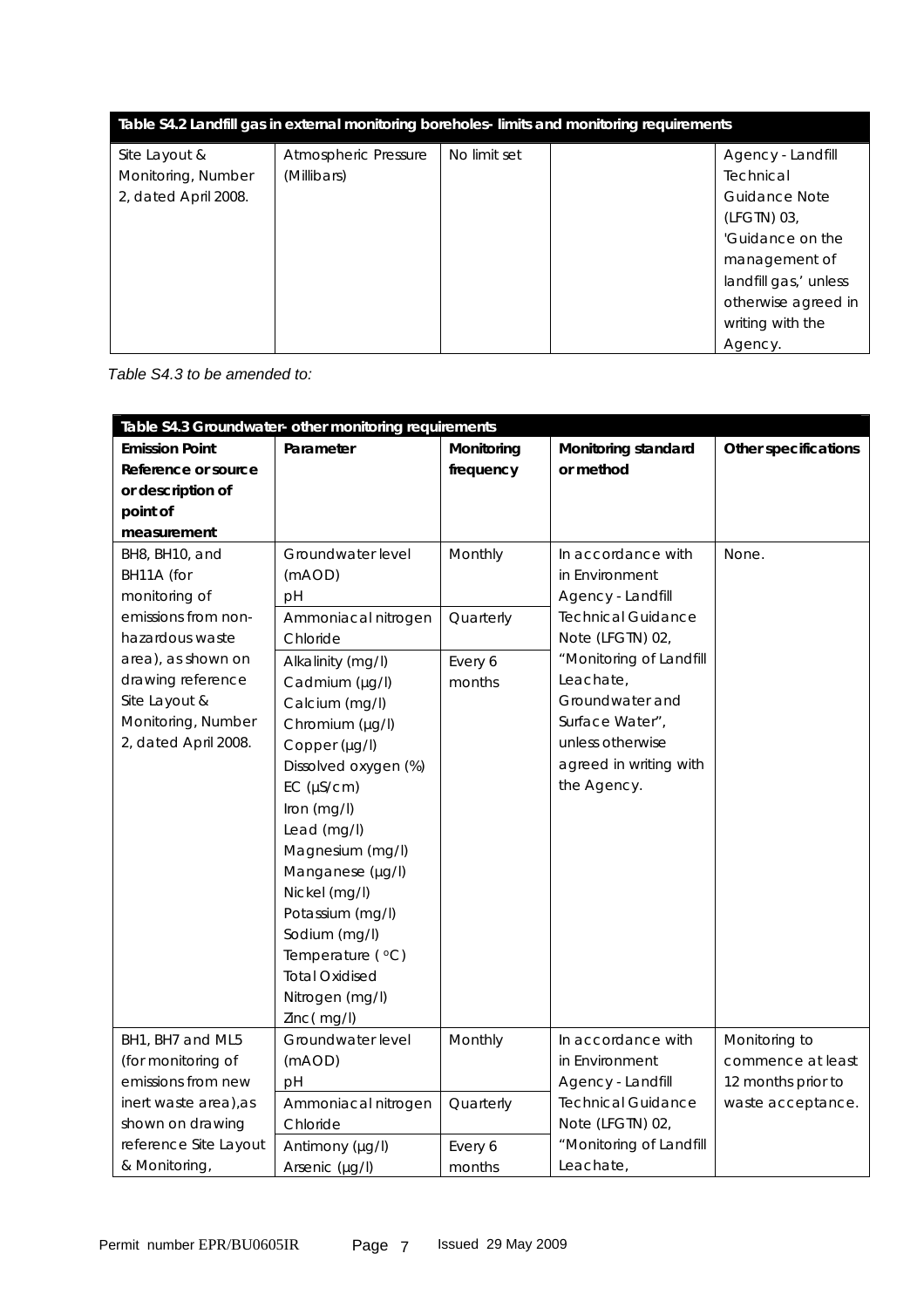| Table S4.2 Landfill gas in external monitoring boreholes- limits and monitoring requirements | | | | |
|---|---|---|---|---|
| Site Layout & Monitoring, Number 2, dated April 2008. | Atmospheric Pressure (Millibars) | No limit set | | Agency - Landfill Technical Guidance Note (LFGTN) 03, 'Guidance on the management of landfill gas,' unless otherwise agreed in writing with the Agency. |

*Table S4.3 to be amended to:*

| Table S4.3 Groundwater- other monitoring requirements | | | | |
|---|---|---|---|---|
| **Emission Point Reference or source or description of point of measurement** | **Parameter** | **Monitoring frequency** | **Monitoring standard or method** | **Other specifications** |
| BH8, BH10, and BH11A (for monitoring of emissions from non-hazardous waste area), as shown on drawing reference Site Layout & Monitoring, Number 2, dated April 2008. | Groundwater level (mAOD)<br>pH | Monthly | In accordance with in Environment Agency - Landfill Technical Guidance Note (LFGTN) 02, "Monitoring of Landfill Leachate, Groundwater and Surface Water", unless otherwise agreed in writing with the Agency. | None. |
| | Ammoniacal nitrogen<br>Chloride | Quarterly | | |
| | Alkalinity (mg/l)<br>Cadmium (µg/l)<br>Calcium (mg/l)<br>Chromium (µg/l)<br>Copper (µg/l)<br>Dissolved oxygen (%)<br>EC (µS/cm)<br>Iron (mg/l)<br>Lead (mg/l)<br>Magnesium (mg/l)<br>Manganese (µg/l)<br>Nickel (mg/l)<br>Potassium (mg/l)<br>Sodium (mg/l)<br>Temperature ( °C)<br>Total Oxidised Nitrogen (mg/l)<br>Zinc ( mg/l) | Every 6 months | | |
| BH1, BH7 and ML5 (for monitoring of emissions from new inert waste area),as shown on drawing reference Site Layout & Monitoring, | Groundwater level (mAOD)<br>pH | Monthly | In accordance with in Environment Agency - Landfill Technical Guidance Note (LFGTN) 02, "Monitoring of Landfill Leachate, | Monitoring to commence at least 12 months prior to waste acceptance. |
| | Ammoniacal nitrogen<br>Chloride | Quarterly | | |
| | Antimony (µg/l)<br>Arsenic (µg/l) | Every 6 months | | |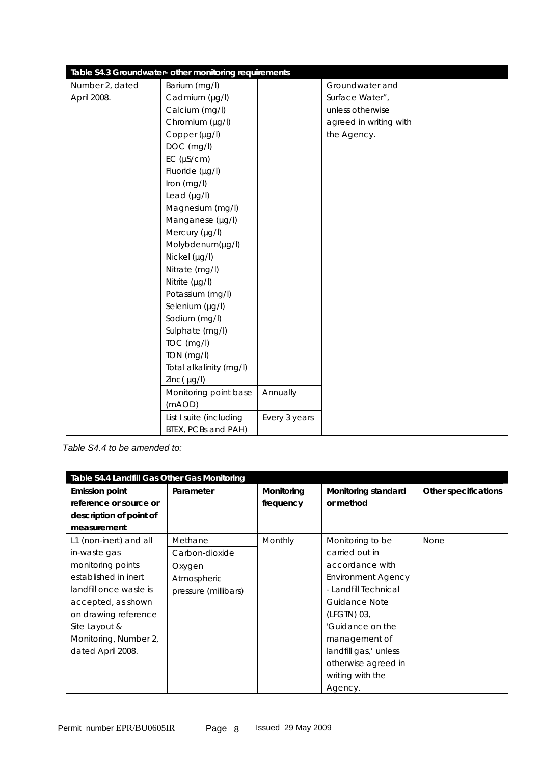| Table S4.3 Groundwater- other monitoring requirements | | | | |
|---|---|---|---|---|
| Number 2, dated April 2008. | Barium (mg/l)<br>Cadmium (µg/l)<br>Calcium (mg/l)<br>Chromium (µg/l)<br>Copper (µg/l)<br>DOC (mg/l)<br>EC (µS/cm)<br>Fluoride (µg/l)<br>Iron (mg/l)<br>Lead (µg/l)<br>Magnesium (mg/l)<br>Manganese (µg/l)<br>Mercury (µg/l)<br>Molybdenum(µg/l)<br>Nickel (µg/l)<br>Nitrate (mg/l)<br>Nitrite (µg/l)<br>Potassium (mg/l)<br>Selenium (µg/l)<br>Sodium (mg/l)<br>Sulphate (mg/l)<br>TOC (mg/l)<br>TON (mg/l)<br>Total alkalinity (mg/l)<br>Zinc( µg/l) | | Groundwater and Surface Water", unless otherwise agreed in writing with the Agency. | |
| | Monitoring point base (mAOD) | Annually | | |
| | List I suite (including BTEX, PCBs and PAH) | Every 3 years | | |

*Table S4.4 to be amended to:*

| Table S4.4 Landfill Gas Other Gas Monitoring | | | | |
|---|---|---|---|---|
| **Emission point reference or source or description of point of measurement** | **Parameter** | **Monitoring frequency** | **Monitoring standard or method** | **Other specifications** |
| L1 (non-inert) and all in-waste gas monitoring points established in inert landfill once waste is accepted, as shown on drawing reference Site Layout & Monitoring, Number 2, dated April 2008. | Methane<br>Carbon-dioxide<br>Oxygen<br>Atmospheric pressure (millibars) | Monthly | Monitoring to be carried out in accordance with Environment Agency - Landfill Technical Guidance Note (LFGTN) 03, 'Guidance on the management of landfill gas,' unless otherwise agreed in writing with the Agency. | None |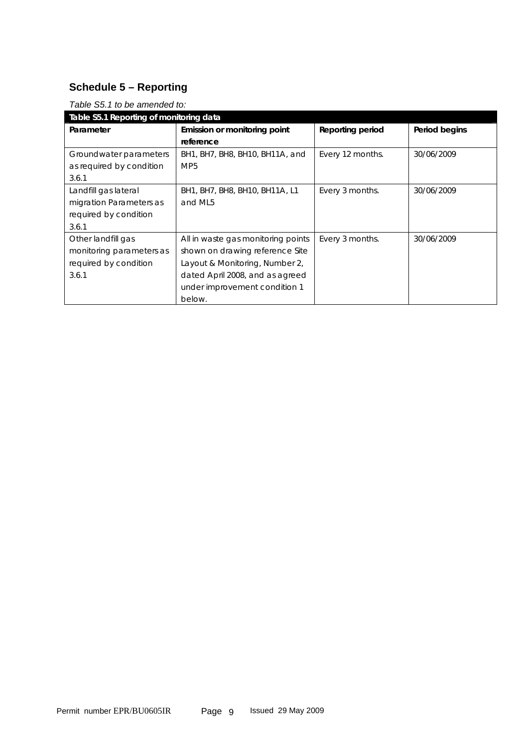## Schedule 5 – Reporting

*Table S5.1 to be amended to:*

| Table S5.1 Reporting of monitoring data | | | |
|---|---|---|---|
| **Parameter** | **Emission or monitoring point reference** | **Reporting period** | **Period begins** |
| Groundwater parameters as required by condition 3.6.1 | BH1, BH7, BH8, BH10, BH11A, and MP5 | Every 12 months. | 30/06/2009 |
| Landfill gas lateral migration Parameters as required by condition 3.6.1 | BH1, BH7, BH8, BH10, BH11A, L1 and ML5 | Every 3 months. | 30/06/2009 |
| Other landfill gas monitoring parameters as required by condition 3.6.1 | All in waste gas monitoring points shown on drawing reference Site Layout & Monitoring, Number 2, dated April 2008, and as agreed under improvement condition 1 below. | Every 3 months. | 30/06/2009 |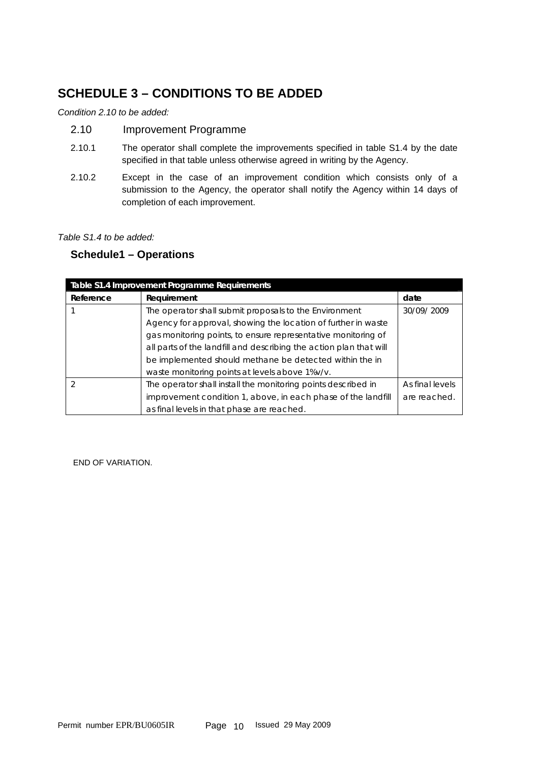# SCHEDULE 3 – CONDITIONS TO BE ADDED

*Condition 2.10 to be added:*

2.10 Improvement Programme

2.10.1 The operator shall complete the improvements specified in table S1.4 by the date specified in that table unless otherwise agreed in writing by the Agency.

2.10.2 Except in the case of an improvement condition which consists only of a submission to the Agency, the operator shall notify the Agency within 14 days of completion of each improvement.

*Table S1.4 to be added:*

## Schedule1 – Operations

| Table S1.4 Improvement Programme Requirements | | |
|---|---|---|
| **Reference** | **Requirement** | **date** |
| 1 | The operator shall submit proposals to the Environment Agency for approval, showing the location of further in waste gas monitoring points, to ensure representative monitoring of all parts of the landfill and describing the action plan that will be implemented should methane be detected within the in waste monitoring points at levels above 1%v/v. | 30/09/ 2009 |
| 2 | The operator shall install the monitoring points described in improvement condition 1, above, in each phase of the landfill as final levels in that phase are reached. | As final levels are reached. |

END OF VARIATION.

Permit number EPR/BU0605IR Page 10 Issued 29 May 2009